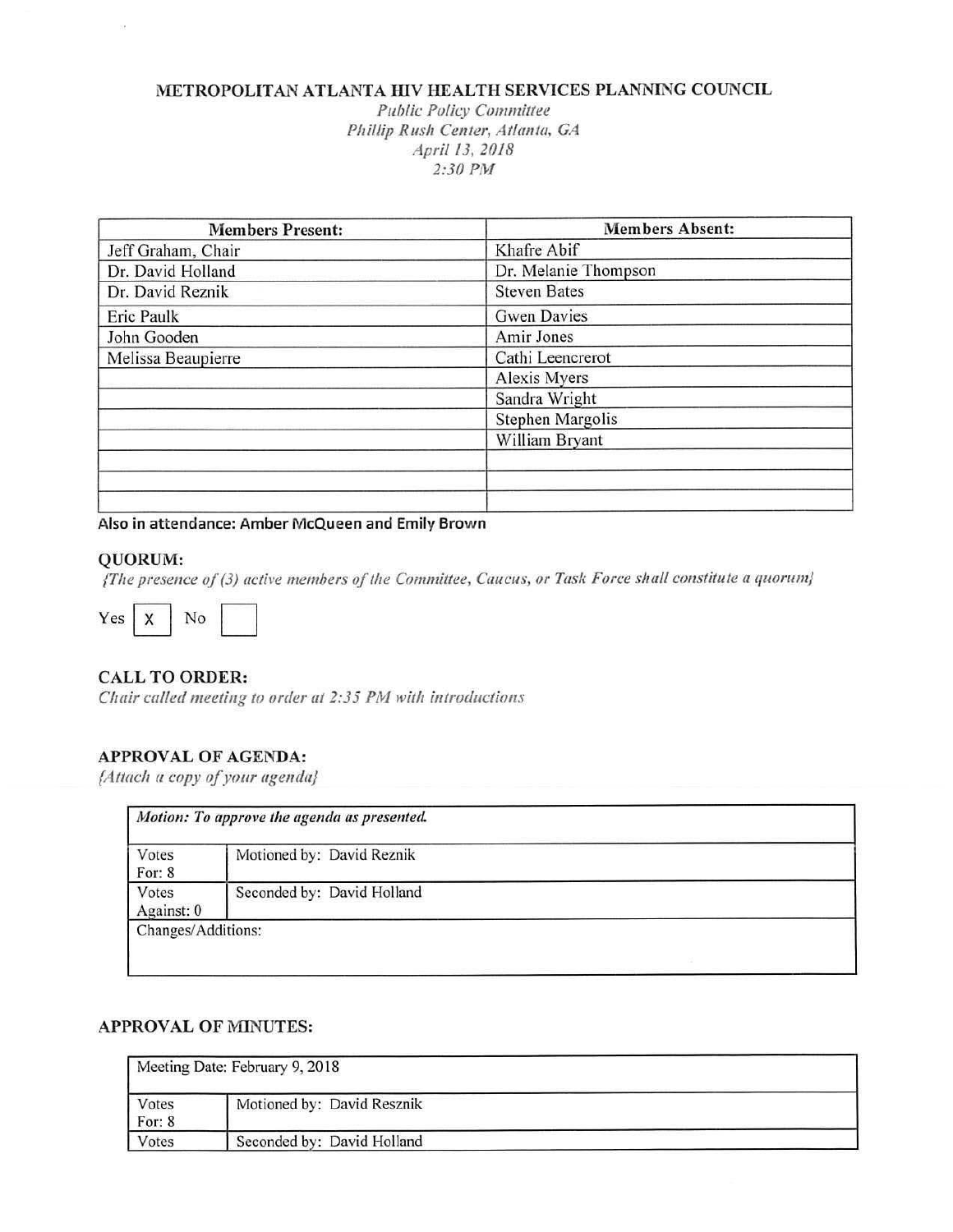# METROPOLITAN ATLANTA HIV HEALTH SERVICES PLANNING COUNCIL

*Public Policy Committee*
*Phillip Rush Center, Atlanta, GA*
*April 13, 2018*
*2:30 PM*

| Members Present: | Members Absent: |
|---|---|
| Jeff Graham, Chair | Khafre Abif |
| Dr. David Holland | Dr. Melanie Thompson |
| Dr. David Reznik | Steven Bates |
| Eric Paulk | Gwen Davies |
| John Gooden | Amir Jones |
| Melissa Beaupierre | Cathi Leencrerot |
| | Alexis Myers |
| | Sandra Wright |
| | Stephen Margolis |
| | William Bryant |
| | |
| | |
| | |

**Also in attendance: Amber McQueen and Emily Brown**

## QUORUM:

*{The presence of (3) active members of the Committee, Caucus, or Task Force shall constitute a quorum}*

Yes [X] No [ ]

## CALL TO ORDER:

*Chair called meeting to order at 2:35 PM with introductions*

## APPROVAL OF AGENDA:

*{Attach a copy of your agenda}*

| *Motion: To approve the agenda as presented.* | |
|---|---|
| Votes For: 8 | Motioned by: David Reznik |
| Votes Against: 0 | Seconded by: David Holland |
| Changes/Additions: | |

## APPROVAL OF MINUTES:

| Meeting Date: February 9, 2018 | |
|---|---|
| Votes For: 8 | Motioned by: David Resznik |
| Votes | Seconded by: David Holland |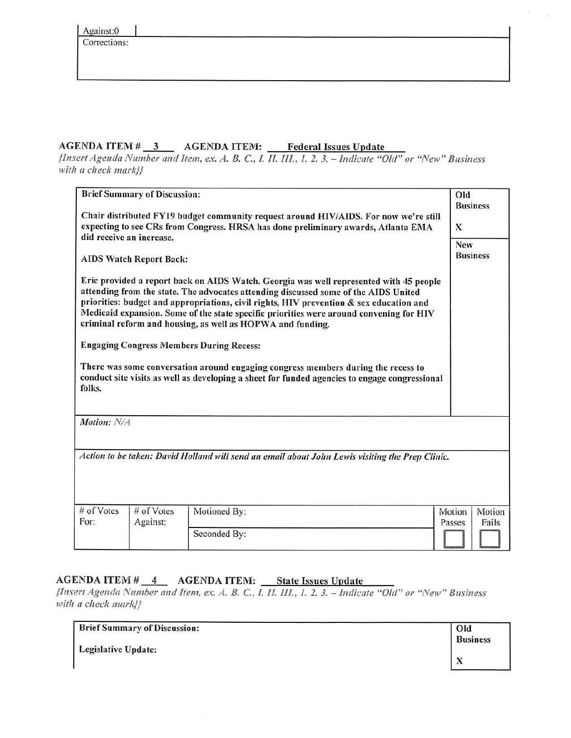| Against:0 | |
|---|---|
| Corrections: | |

**AGENDA ITEM # 3 AGENDA ITEM: Federal Issues Update**

*{Insert Agenda Number and Item, ex. A. B. C., I. II. III., 1. 2. 3. – Indicate "Old" or "New" Business with a check mark}}*

| Brief Summary of Discussion: | Old Business |
|---|---|
| Chair distributed FY19 budget community request around HIV/AIDS. For now we're still expecting to see CRs from Congress. HRSA has done preliminary awards, Atlanta EMA did receive an increase. | X |
| **AIDS Watch Report Back:** | New Business |
| Eric provided a report back on AIDS Watch. Georgia was well represented with 45 people attending from the state. The advocates attending discussed some of the AIDS United priorities: budget and appropriations, civil rights, HIV prevention & sex education and Medicaid expansion. Some of the state specific priorities were around convening for HIV criminal reform and housing, as well as HOPWA and funding. | |
| **Engaging Congress Members During Recess:** | |
| There was some conversation around engaging congress members during the recess to conduct site visits as well as developing a sheet for funded agencies to engage congressional folks. | |

*Motion: N/A*

*Action to be taken: David Holland will send an email about John Lewis visiting the Prep Clinic.*

| # of Votes For: | # of Votes Against: | Motioned By: | Motion Passes | Motion Fails |
|---|---|---|---|---|
| | | Seconded By: | ☐ | ☐ |

**AGENDA ITEM # 4 AGENDA ITEM: State Issues Update**

*{Insert Agenda Number and Item, ex. A. B. C., I. II. III., 1. 2. 3. – Indicate "Old" or "New" Business with a check mark}}*

| Brief Summary of Discussion: | Old Business |
|---|---|
| **Legislative Update:** | X |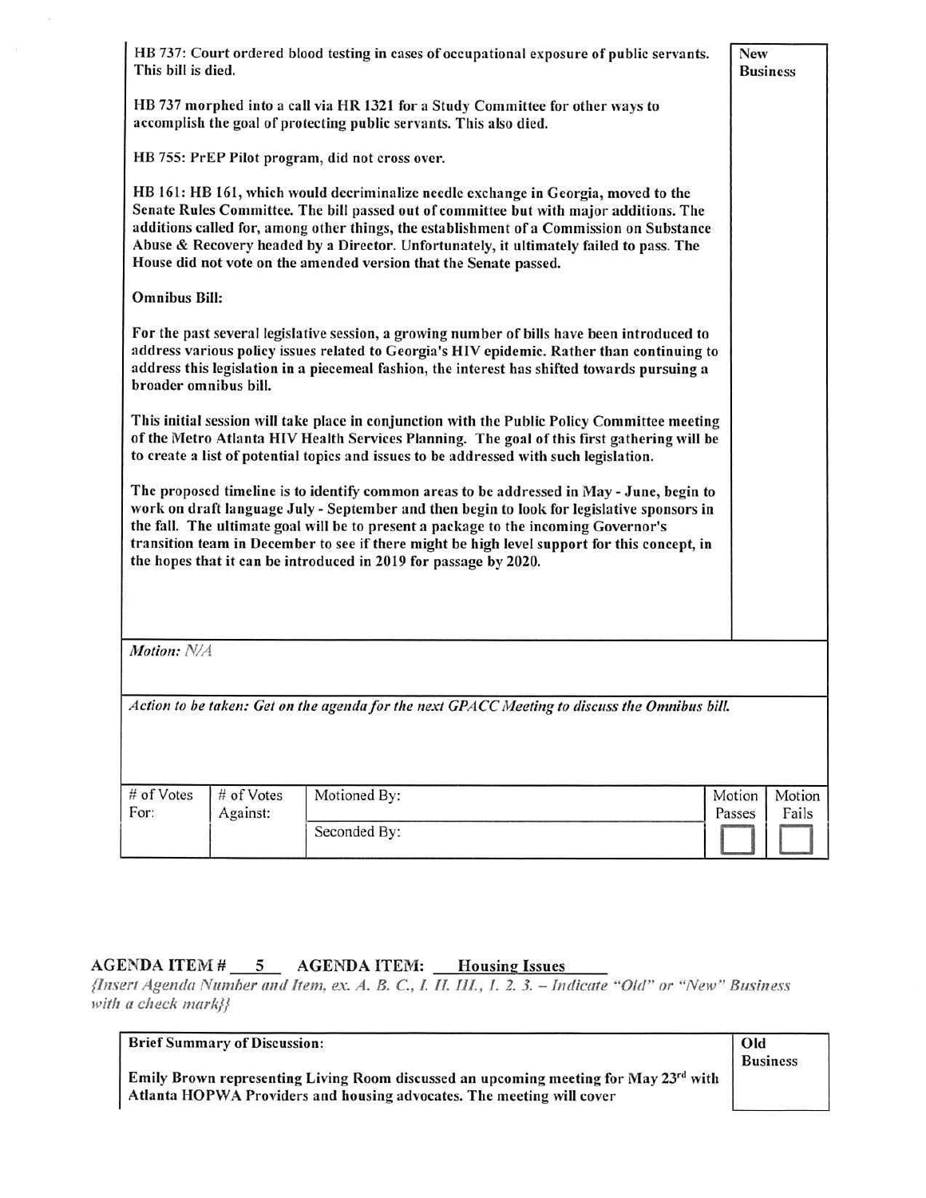| | |
|---|---|
| **HB 737: Court ordered blood testing in cases of occupational exposure of public servants. This bill is died.**<br><br>**HB 737 morphed into a call via HR 1321 for a Study Committee for other ways to accomplish the goal of protecting public servants. This also died.**<br><br>**HB 755: PrEP Pilot program, did not cross over.**<br><br>**HB 161: HB 161, which would decriminalize needle exchange in Georgia, moved to the Senate Rules Committee. The bill passed out of committee but with major additions. The additions called for, among other things, the establishment of a Commission on Substance Abuse & Recovery headed by a Director. Unfortunately, it ultimately failed to pass. The House did not vote on the amended version that the Senate passed.**<br><br>**Omnibus Bill:**<br><br>**For the past several legislative session, a growing number of bills have been introduced to address various policy issues related to Georgia's HIV epidemic. Rather than continuing to address this legislation in a piecemeal fashion, the interest has shifted towards pursuing a broader omnibus bill.**<br><br>**This initial session will take place in conjunction with the Public Policy Committee meeting of the Metro Atlanta HIV Health Services Planning. The goal of this first gathering will be to create a list of potential topics and issues to be addressed with such legislation.**<br><br>**The proposed timeline is to identify common areas to be addressed in May - June, begin to work on draft language July - September and then begin to look for legislative sponsors in the fall. The ultimate goal will be to present a package to the incoming Governor's transition team in December to see if there might be high level support for this concept, in the hopes that it can be introduced in 2019 for passage by 2020.** | New Business |

*Motion: N/A*

*Action to be taken: Get on the agenda for the next GPACC Meeting to discuss the Omnibus bill.*

| # of Votes For: | # of Votes Against: | Motioned By: | Motion Passes | Motion Fails |
|---|---|---|---|---|
| | | Seconded By: | ☐ | ☐ |

## AGENDA ITEM # 5 AGENDA ITEM: Housing Issues

*{Insert Agenda Number and Item, ex. A. B. C., I. II. III., 1. 2. 3. – Indicate "Old" or "New" Business with a check mark}}*

| | |
|---|---|
| **Brief Summary of Discussion:**<br><br>**Emily Brown representing Living Room discussed an upcoming meeting for May 23rd with Atlanta HOPWA Providers and housing advocates. The meeting will cover** | **Old Business** |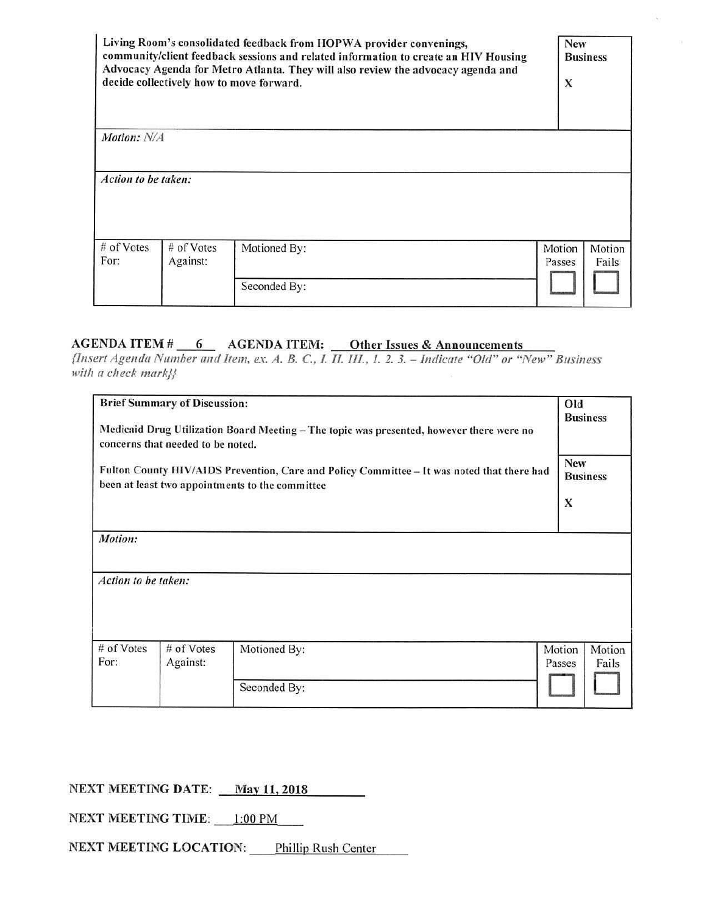| Living Room's consolidated feedback from HOPWA provider convenings, community/client feedback sessions and related information to create an HIV Housing Advocacy Agenda for Metro Atlanta. They will also review the advocacy agenda and decide collectively how to move forward. | | | | New Business<br><br>X |
|---|---|---|---|---|
| *Motion: N/A* | | | | |
| *Action to be taken:* | | | | |
| # of Votes For: | # of Votes Against: | Motioned By:<br><br>Seconded By: | Motion Passes ☐ | Motion Fails ☐ |

**AGENDA ITEM #** 6 **AGENDA ITEM:** Other Issues & Announcements

*{Insert Agenda Number and Item, ex. A. B. C., I. II. III., 1. 2. 3. – Indicate "Old" or "New" Business with a check mark}}*

| **Brief Summary of Discussion:**<br><br>Medicaid Drug Utilization Board Meeting – The topic was presented, however there were no concerns that needed to be noted.<br><br>Fulton County HIV/AIDS Prevention, Care and Policy Committee – It was noted that there had been at least two appointments to the committee | | | | Old Business<br><br>New Business<br><br>X |
|---|---|---|---|---|
| *Motion:* | | | | |
| *Action to be taken:* | | | | |
| # of Votes For: | # of Votes Against: | Motioned By:<br><br>Seconded By: | Motion Passes ☐ | Motion Fails ☐ |

**NEXT MEETING DATE:** May 11, 2018

**NEXT MEETING TIME:** 1:00 PM

**NEXT MEETING LOCATION:** Phillip Rush Center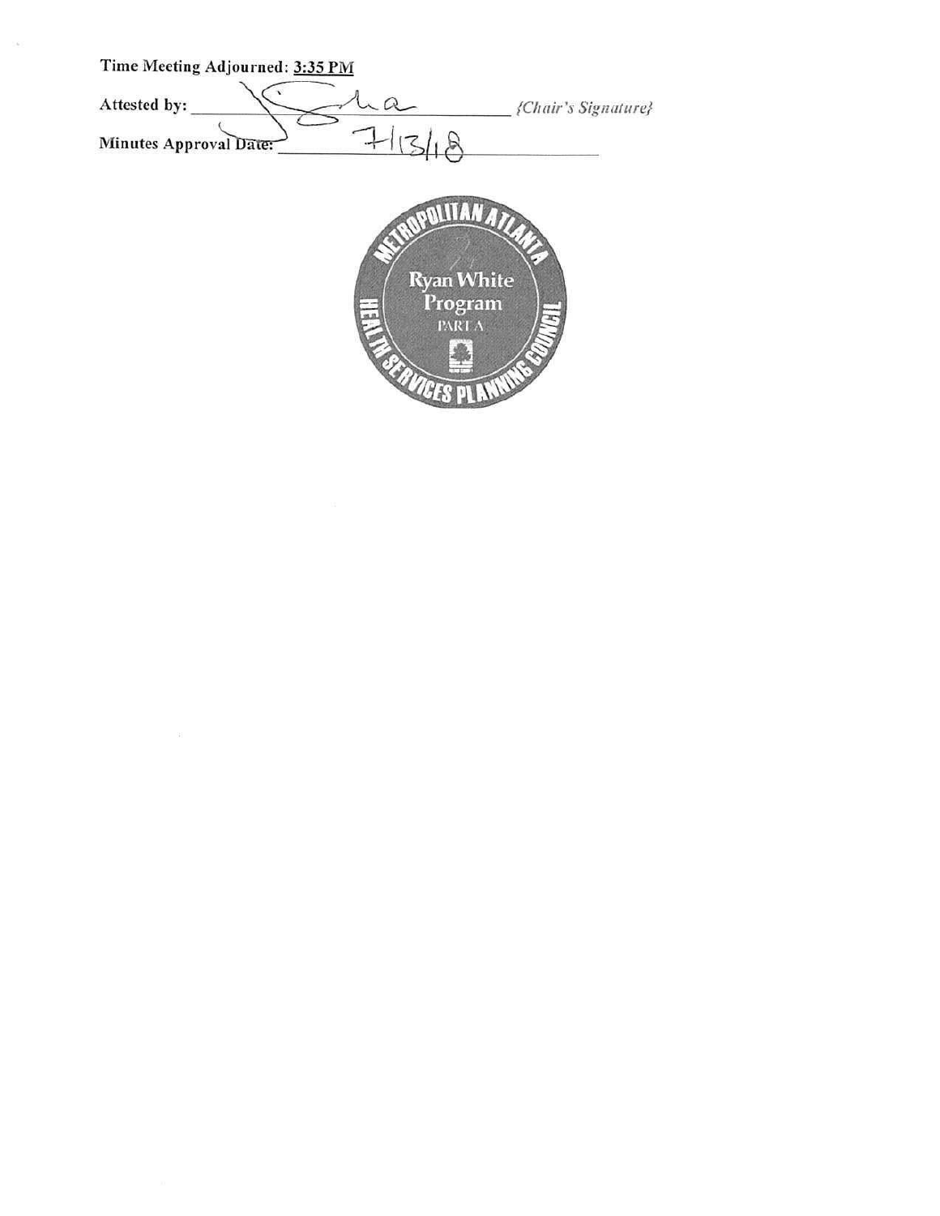Time Meeting Adjourned: 3:35 PM

Attested by: ____________________ *{Chair's Signature}*

Minutes Approval Date: 7/13/18